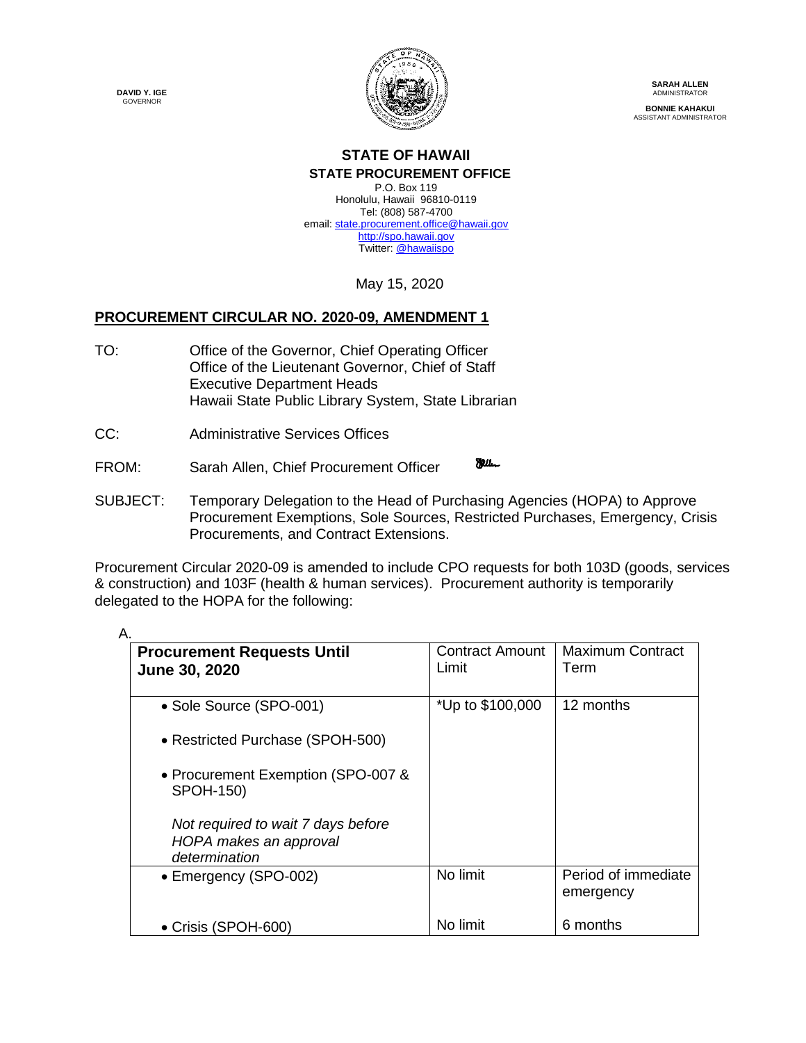**DAVID Y. IGE**
GOVERNOR

**SARAH ALLEN**
ADMINISTRATOR

**BONNIE KAHAKUI**
ASSISTANT ADMINISTRATOR

**STATE OF HAWAII**
**STATE PROCUREMENT OFFICE**
P.O. Box 119
Honolulu, Hawaii 96810-0119
Tel: (808) 587-4700
email: state.procurement.office@hawaii.gov
http://spo.hawaii.gov
Twitter: @hawaiispo

May 15, 2020

## PROCUREMENT CIRCULAR NO. 2020-09, AMENDMENT 1

TO: Office of the Governor, Chief Operating Officer
Office of the Lieutenant Governor, Chief of Staff
Executive Department Heads
Hawaii State Public Library System, State Librarian

CC: Administrative Services Offices

FROM: Sarah Allen, Chief Procurement Officer

SUBJECT: Temporary Delegation to the Head of Purchasing Agencies (HOPA) to Approve Procurement Exemptions, Sole Sources, Restricted Purchases, Emergency, Crisis Procurements, and Contract Extensions.

Procurement Circular 2020-09 is amended to include CPO requests for both 103D (goods, services & construction) and 103F (health & human services). Procurement authority is temporarily delegated to the HOPA for the following:

A.

| **Procurement Requests Until June 30, 2020** | Contract Amount Limit | Maximum Contract Term |
|---|---|---|
| • Sole Source (SPO-001)<br>• Restricted Purchase (SPOH-500)<br>• Procurement Exemption (SPO-007 & SPOH-150)<br>*Not required to wait 7 days before HOPA makes an approval determination* | *Up to $100,000 | 12 months |
| • Emergency (SPO-002) | No limit | Period of immediate emergency |
| • Crisis (SPOH-600) | No limit | 6 months |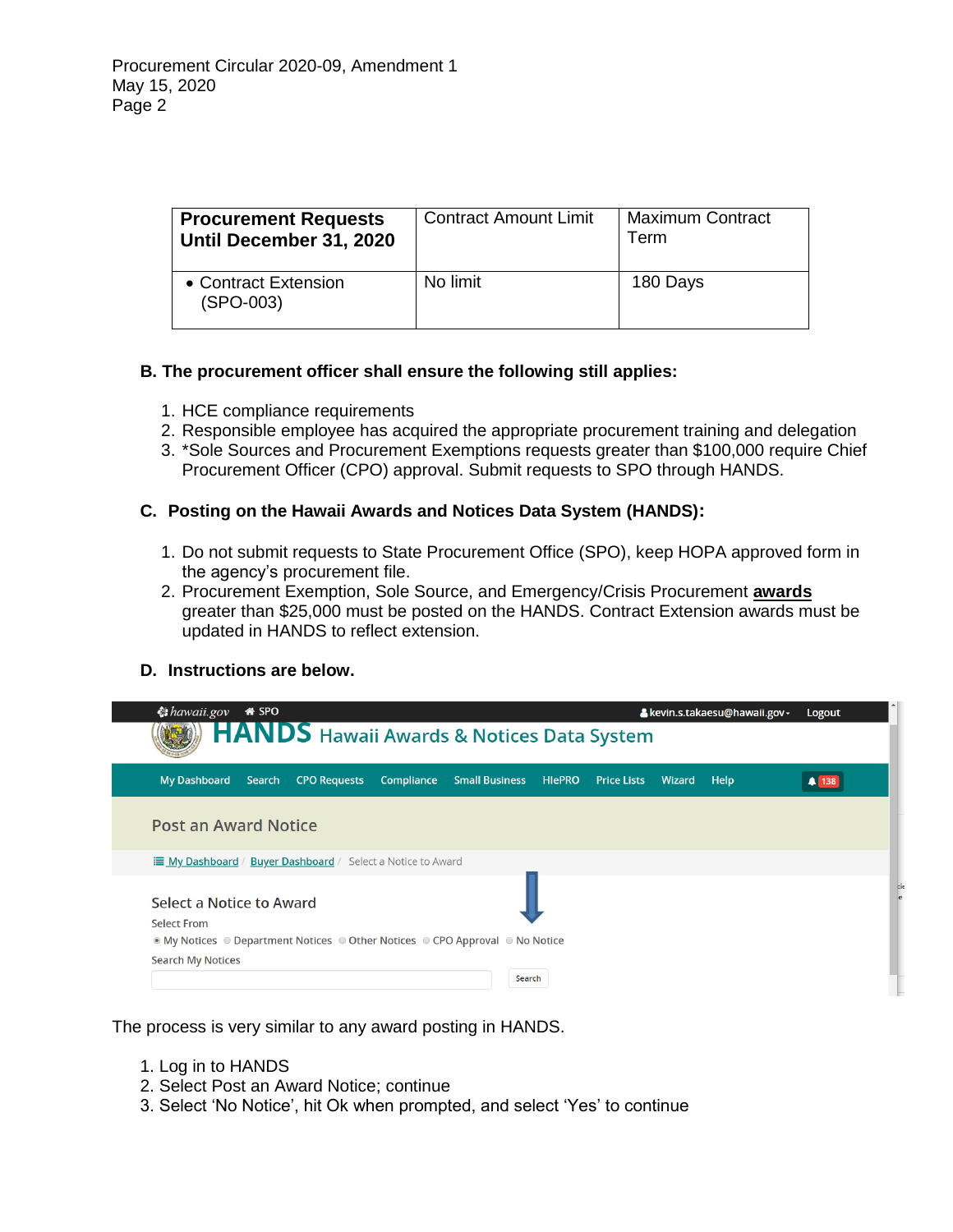| Procurement Requests Until December 31, 2020 | Contract Amount Limit | Maximum Contract Term |
|---|---|---|
| • Contract Extension (SPO-003) | No limit | 180 Days |

**B. The procurement officer shall ensure the following still applies:**

1. HCE compliance requirements
2. Responsible employee has acquired the appropriate procurement training and delegation
3. *Sole Sources and Procurement Exemptions requests greater than $100,000 require Chief Procurement Officer (CPO) approval. Submit requests to SPO through HANDS.

**C. Posting on the Hawaii Awards and Notices Data System (HANDS):**

1. Do not submit requests to State Procurement Office (SPO), keep HOPA approved form in the agency's procurement file.
2. Procurement Exemption, Sole Source, and Emergency/Crisis Procurement **awards** greater than $25,000 must be posted on the HANDS. Contract Extension awards must be updated in HANDS to reflect extension.

**D. Instructions are below.**

The process is very similar to any award posting in HANDS.

1. Log in to HANDS
2. Select Post an Award Notice; continue
3. Select 'No Notice', hit Ok when prompted, and select 'Yes' to continue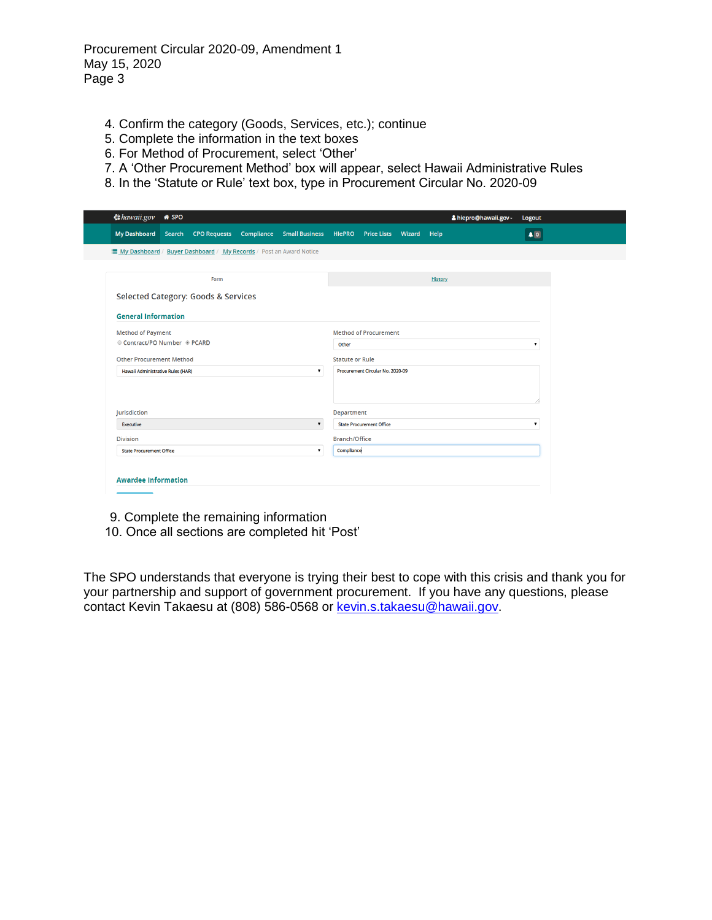4. Confirm the category (Goods, Services, etc.); continue
5. Complete the information in the text boxes
6. For Method of Procurement, select 'Other'
7. A 'Other Procurement Method' box will appear, select Hawaii Administrative Rules
8. In the 'Statute or Rule' text box, type in Procurement Circular No. 2020-09

9. Complete the remaining information
10. Once all sections are completed hit 'Post'

The SPO understands that everyone is trying their best to cope with this crisis and thank you for your partnership and support of government procurement. If you have any questions, please contact Kevin Takaesu at (808) 586-0568 or kevin.s.takaesu@hawaii.gov.